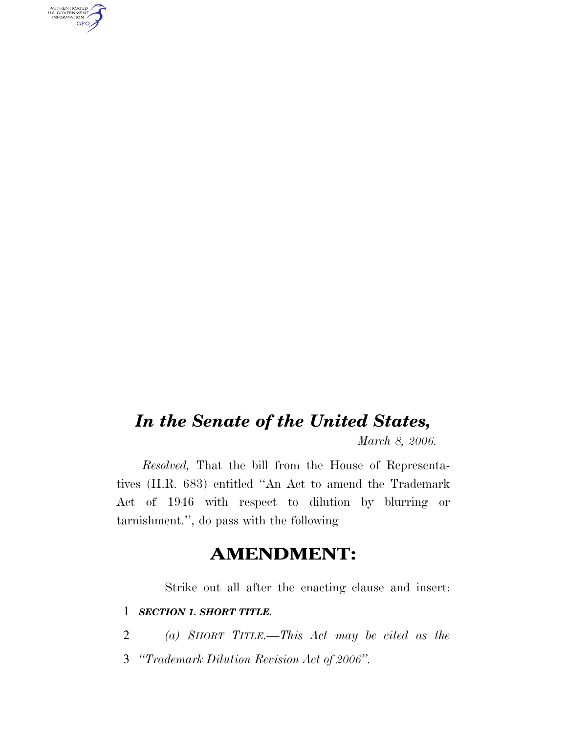# *In the Senate of the United States,*

*March 8, 2006.*

*Resolved,* That the bill from the House of Representatives (H.R. 683) entitled ''An Act to amend the Trademark Act of 1946 with respect to dilution by blurring or tarnishment.'', do pass with the following

## AMENDMENT:

Strike out all after the enacting clause and insert:

1 ***SECTION 1. SHORT TITLE.***

2 *(a) SHORT TITLE.—This Act may be cited as the*

3 *''Trademark Dilution Revision Act of 2006''.*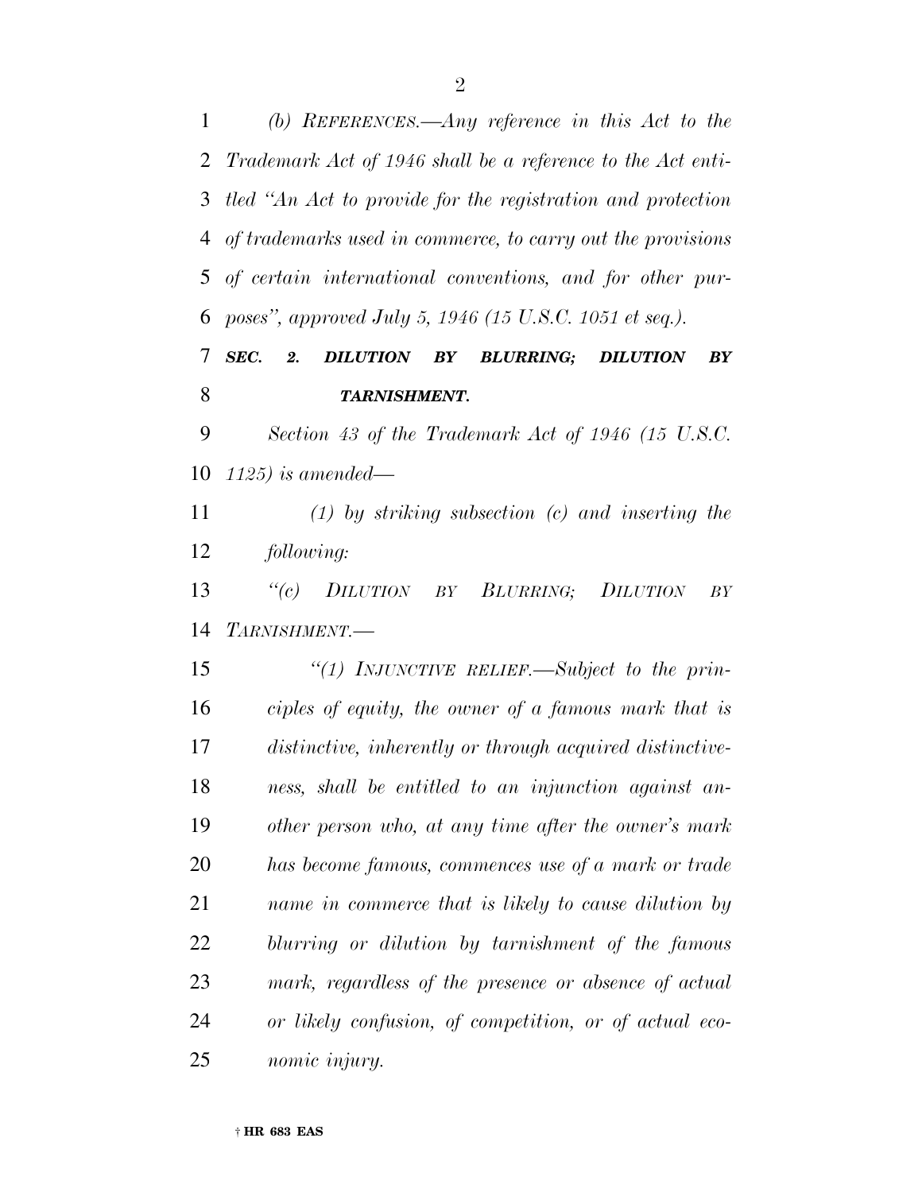*(b) REFERENCES.—Any reference in this Act to the Trademark Act of 1946 shall be a reference to the Act entitled "An Act to provide for the registration and protection of trademarks used in commerce, to carry out the provisions of certain international conventions, and for other purposes", approved July 5, 1946 (15 U.S.C. 1051 et seq.).*

***SEC. 2. DILUTION BY BLURRING; DILUTION BY TARNISHMENT.***

*Section 43 of the Trademark Act of 1946 (15 U.S.C. 1125) is amended—*

*(1) by striking subsection (c) and inserting the following:*

*"(c) DILUTION BY BLURRING; DILUTION BY TARNISHMENT.—*

*"(1) INJUNCTIVE RELIEF.—Subject to the principles of equity, the owner of a famous mark that is distinctive, inherently or through acquired distinctiveness, shall be entitled to an injunction against another person who, at any time after the owner's mark has become famous, commences use of a mark or trade name in commerce that is likely to cause dilution by blurring or dilution by tarnishment of the famous mark, regardless of the presence or absence of actual or likely confusion, of competition, or of actual economic injury.*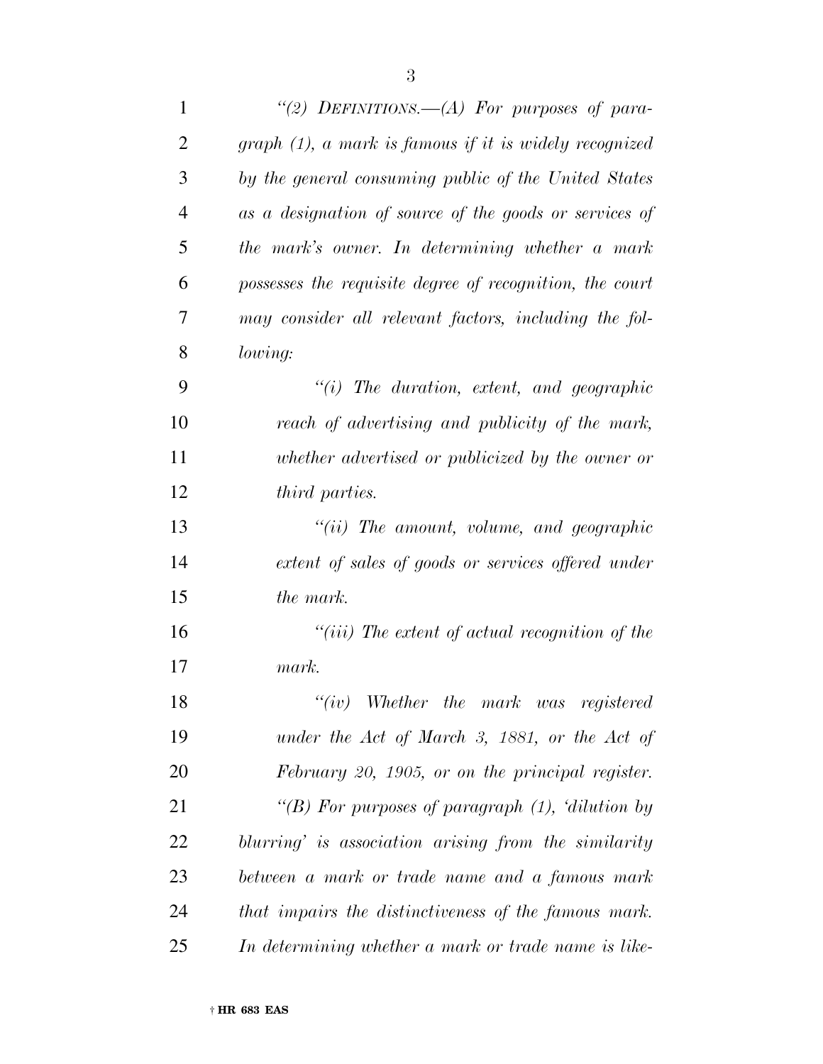*"(2) DEFINITIONS.—(A) For purposes of paragraph (1), a mark is famous if it is widely recognized by the general consuming public of the United States as a designation of source of the goods or services of the mark's owner. In determining whether a mark possesses the requisite degree of recognition, the court may consider all relevant factors, including the following:*

*"(i) The duration, extent, and geographic reach of advertising and publicity of the mark, whether advertised or publicized by the owner or third parties.*

*"(ii) The amount, volume, and geographic extent of sales of goods or services offered under the mark.*

*"(iii) The extent of actual recognition of the mark.*

*"(iv) Whether the mark was registered under the Act of March 3, 1881, or the Act of February 20, 1905, or on the principal register.*

*"(B) For purposes of paragraph (1), 'dilution by blurring' is association arising from the similarity between a mark or trade name and a famous mark that impairs the distinctiveness of the famous mark. In determining whether a mark or trade name is like-*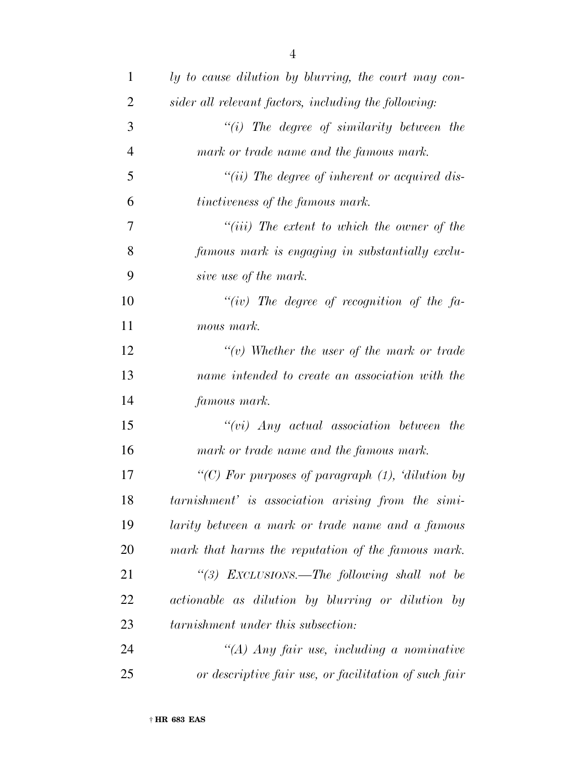*ly to cause dilution by blurring, the court may consider all relevant factors, including the following:*

*"(i) The degree of similarity between the mark or trade name and the famous mark.*

*"(ii) The degree of inherent or acquired distinctiveness of the famous mark.*

*"(iii) The extent to which the owner of the famous mark is engaging in substantially exclusive use of the mark.*

*"(iv) The degree of recognition of the famous mark.*

*"(v) Whether the user of the mark or trade name intended to create an association with the famous mark.*

*"(vi) Any actual association between the mark or trade name and the famous mark.*

*"(C) For purposes of paragraph (1), 'dilution by tarnishment' is association arising from the similarity between a mark or trade name and a famous mark that harms the reputation of the famous mark.*

*"(3) EXCLUSIONS.—The following shall not be actionable as dilution by blurring or dilution by tarnishment under this subsection:*

*"(A) Any fair use, including a nominative or descriptive fair use, or facilitation of such fair*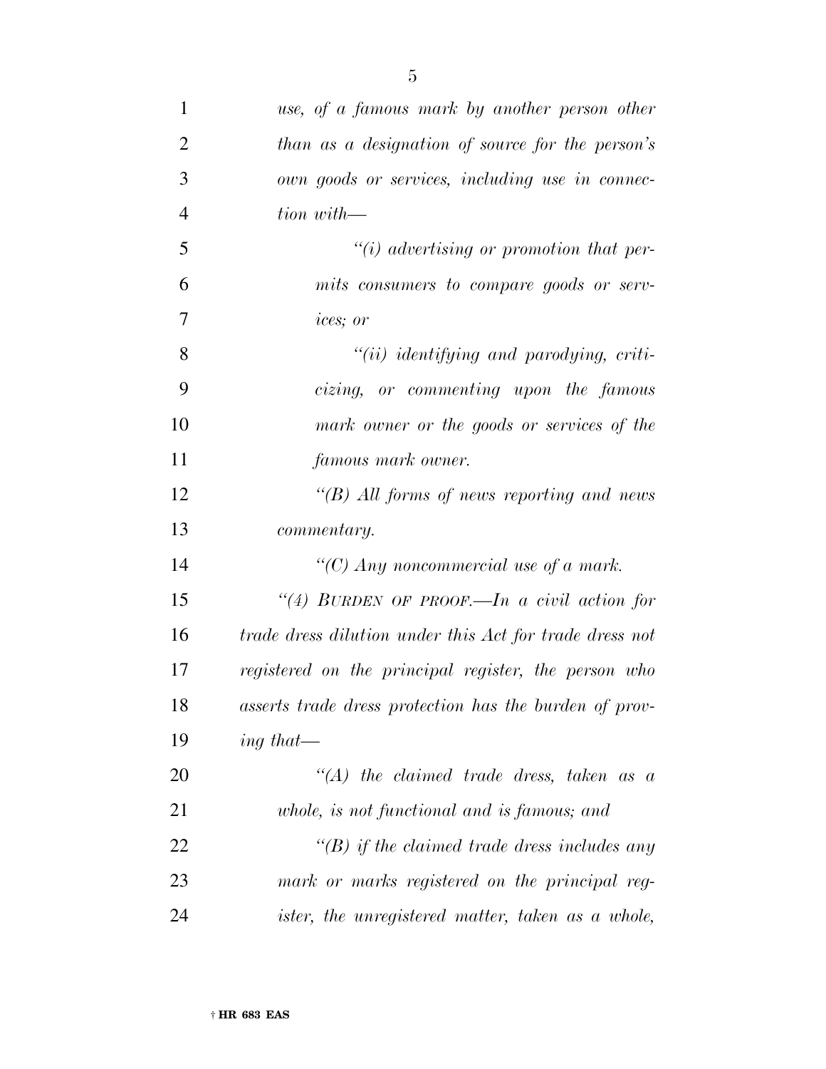*use, of a famous mark by another person other than as a designation of source for the person's own goods or services, including use in connection with—*

*"(i) advertising or promotion that permits consumers to compare goods or services; or*

*"(ii) identifying and parodying, criticizing, or commenting upon the famous mark owner or the goods or services of the famous mark owner.*

*"(B) All forms of news reporting and news commentary.*

*"(C) Any noncommercial use of a mark.*

*"(4) BURDEN OF PROOF.—In a civil action for trade dress dilution under this Act for trade dress not registered on the principal register, the person who asserts trade dress protection has the burden of proving that—*

*"(A) the claimed trade dress, taken as a whole, is not functional and is famous; and*

*"(B) if the claimed trade dress includes any mark or marks registered on the principal register, the unregistered matter, taken as a whole,*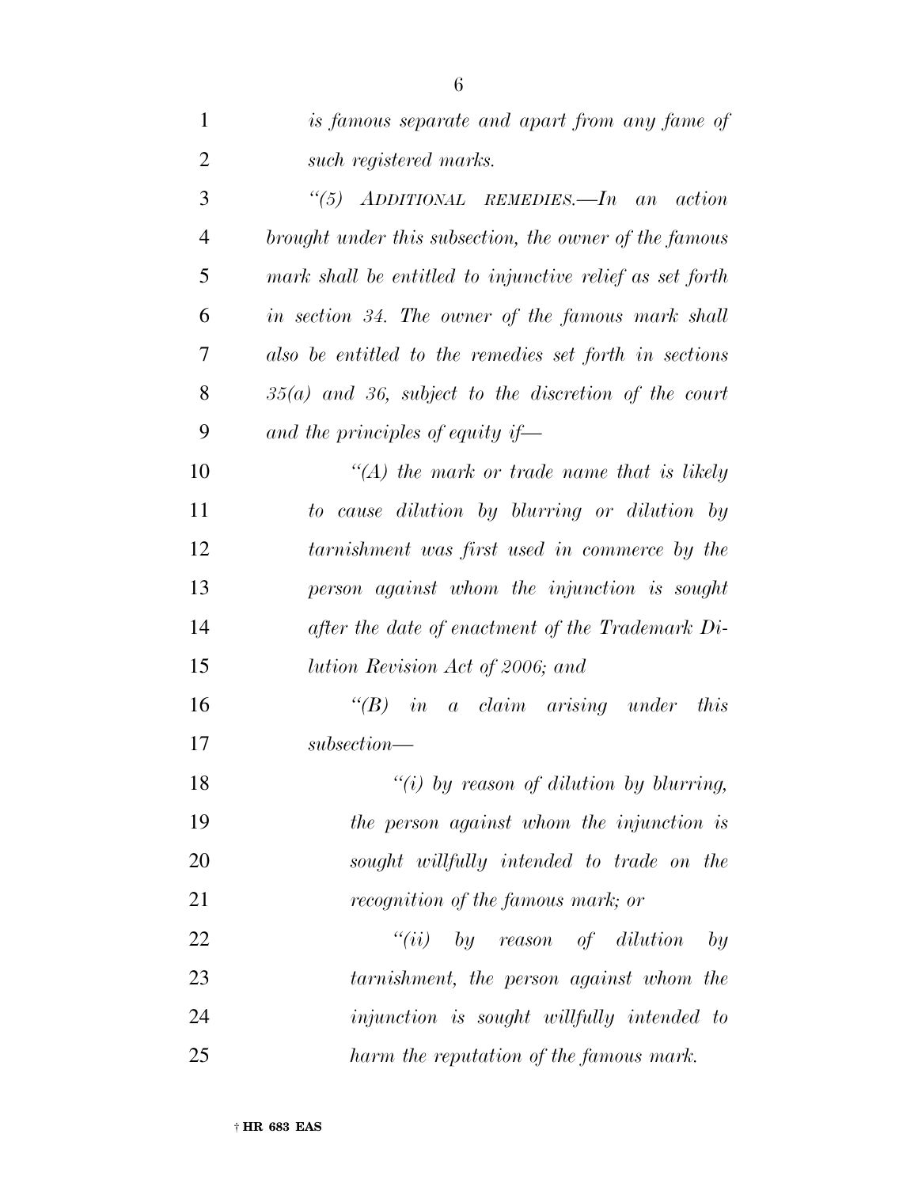*is famous separate and apart from any fame of such registered marks.*

*"(5) ADDITIONAL REMEDIES.—In an action brought under this subsection, the owner of the famous mark shall be entitled to injunctive relief as set forth in section 34. The owner of the famous mark shall also be entitled to the remedies set forth in sections 35(a) and 36, subject to the discretion of the court and the principles of equity if—*

*"(A) the mark or trade name that is likely to cause dilution by blurring or dilution by tarnishment was first used in commerce by the person against whom the injunction is sought after the date of enactment of the Trademark Dilution Revision Act of 2006; and*

*"(B) in a claim arising under this subsection—*

*"(i) by reason of dilution by blurring, the person against whom the injunction is sought willfully intended to trade on the recognition of the famous mark; or*

*"(ii) by reason of dilution by tarnishment, the person against whom the injunction is sought willfully intended to harm the reputation of the famous mark.*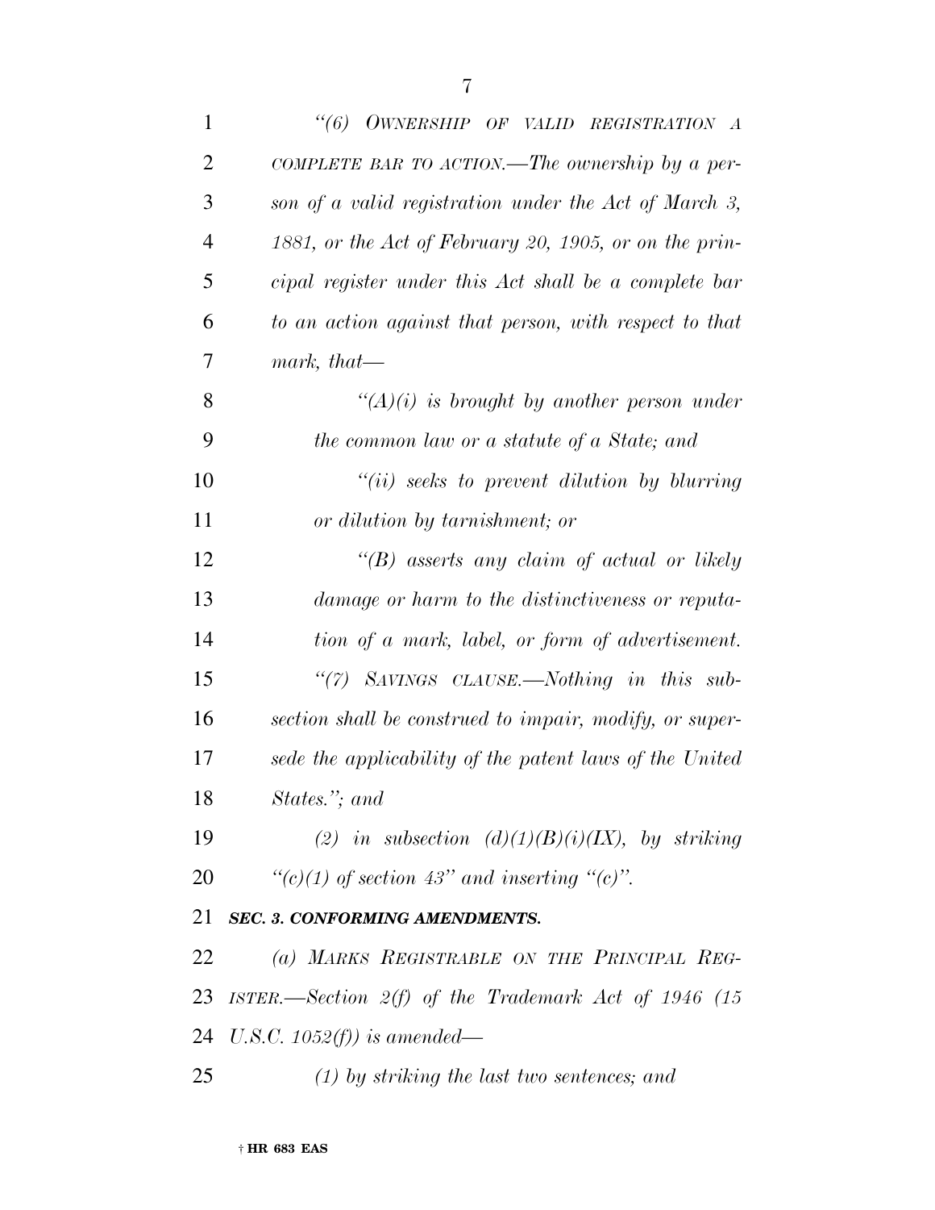*"(6) OWNERSHIP OF VALID REGISTRATION A COMPLETE BAR TO ACTION.—The ownership by a person of a valid registration under the Act of March 3, 1881, or the Act of February 20, 1905, or on the principal register under this Act shall be a complete bar to an action against that person, with respect to that mark, that—*

*"(A)(i) is brought by another person under the common law or a statute of a State; and*

*"(ii) seeks to prevent dilution by blurring or dilution by tarnishment; or*

*"(B) asserts any claim of actual or likely damage or harm to the distinctiveness or reputation of a mark, label, or form of advertisement.*

*"(7) SAVINGS CLAUSE.—Nothing in this subsection shall be construed to impair, modify, or supersede the applicability of the patent laws of the United States."; and*

*(2) in subsection (d)(1)(B)(i)(IX), by striking "(c)(1) of section 43" and inserting "(c)".*

***SEC. 3. CONFORMING AMENDMENTS.***

*(a) MARKS REGISTRABLE ON THE PRINCIPAL REGISTER.—Section 2(f) of the Trademark Act of 1946 (15 U.S.C. 1052(f)) is amended—*

*(1) by striking the last two sentences; and*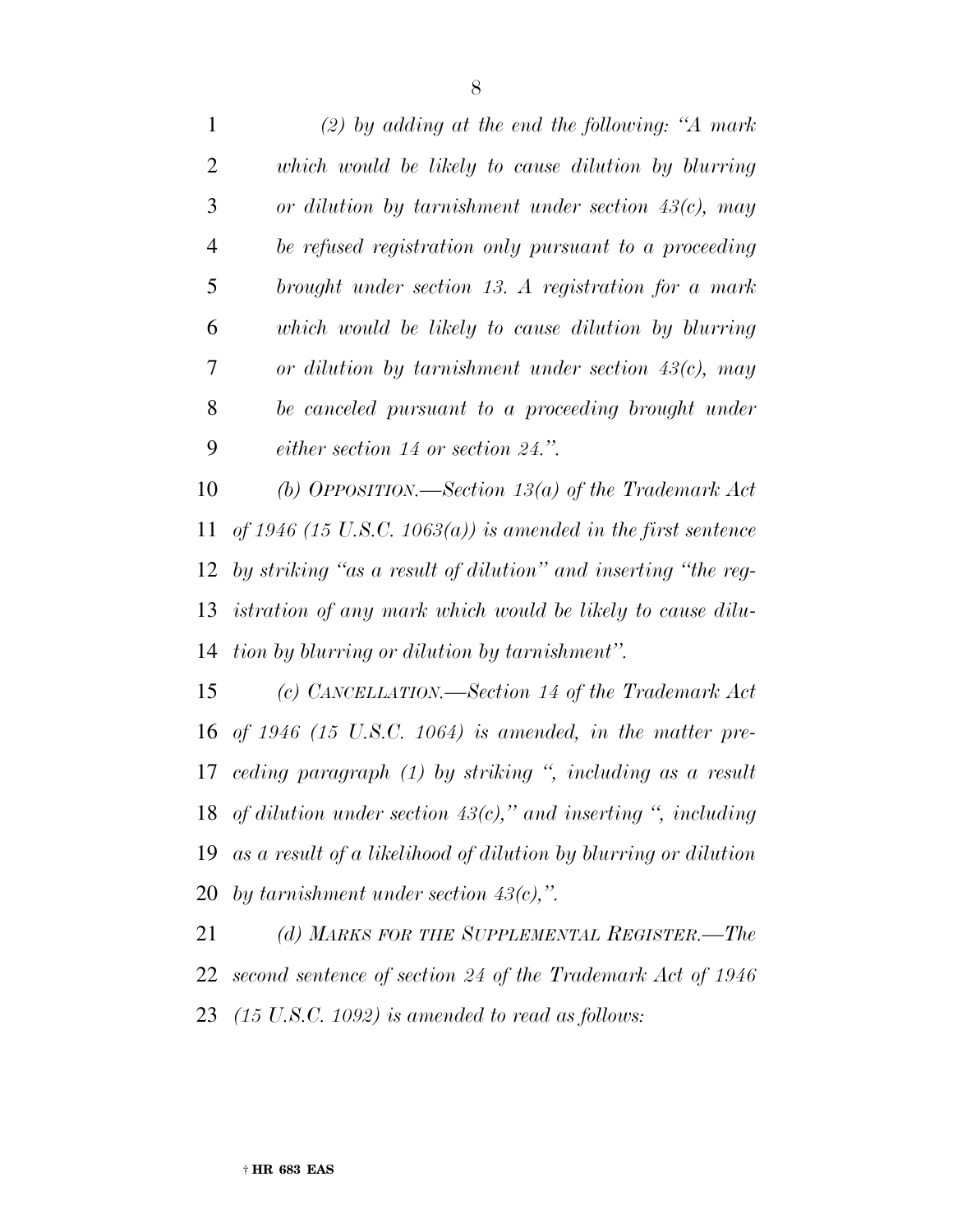*(2) by adding at the end the following: ''A mark which would be likely to cause dilution by blurring or dilution by tarnishment under section 43(c), may be refused registration only pursuant to a proceeding brought under section 13. A registration for a mark which would be likely to cause dilution by blurring or dilution by tarnishment under section 43(c), may be canceled pursuant to a proceeding brought under either section 14 or section 24.''.*

*(b) OPPOSITION.—Section 13(a) of the Trademark Act of 1946 (15 U.S.C. 1063(a)) is amended in the first sentence by striking ''as a result of dilution'' and inserting ''the registration of any mark which would be likely to cause dilution by blurring or dilution by tarnishment''.*

*(c) CANCELLATION.—Section 14 of the Trademark Act of 1946 (15 U.S.C. 1064) is amended, in the matter preceding paragraph (1) by striking '', including as a result of dilution under section 43(c),'' and inserting '', including as a result of a likelihood of dilution by blurring or dilution by tarnishment under section 43(c),''.*

*(d) MARKS FOR THE SUPPLEMENTAL REGISTER.—The second sentence of section 24 of the Trademark Act of 1946 (15 U.S.C. 1092) is amended to read as follows:*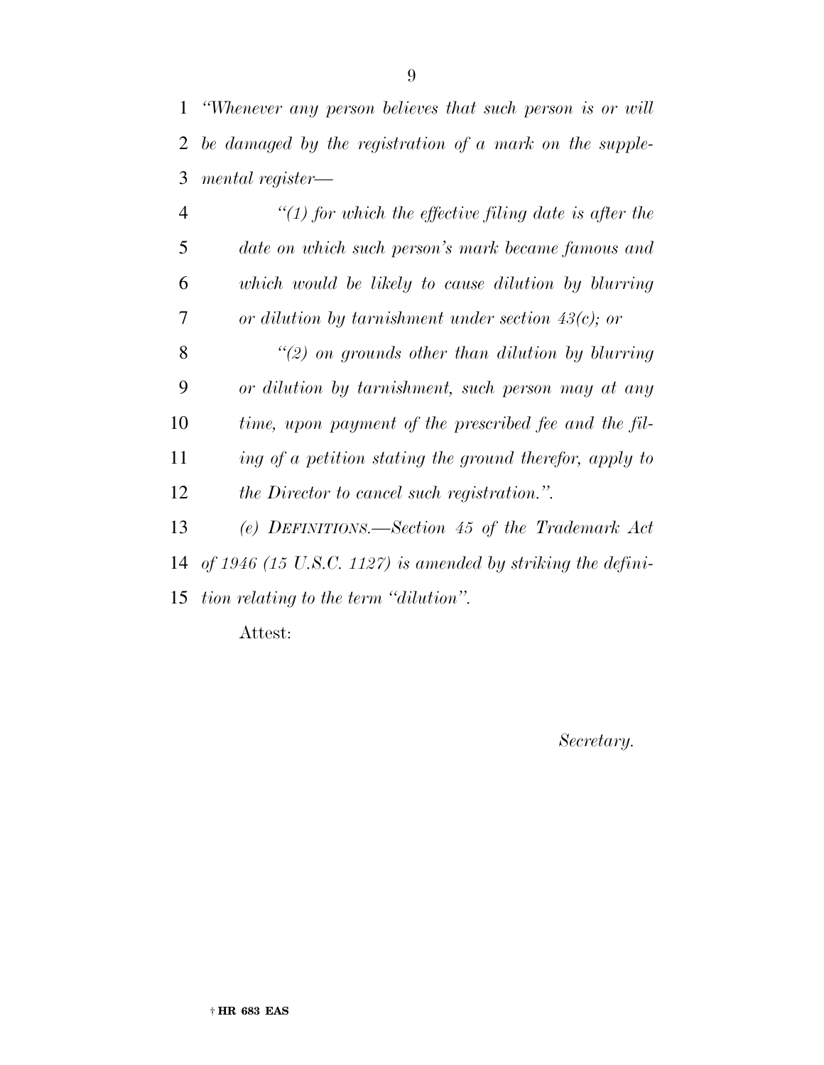*"Whenever any person believes that such person is or will be damaged by the registration of a mark on the supplemental register—*

*"(1) for which the effective filing date is after the date on which such person's mark became famous and which would be likely to cause dilution by blurring or dilution by tarnishment under section 43(c); or*

*"(2) on grounds other than dilution by blurring or dilution by tarnishment, such person may at any time, upon payment of the prescribed fee and the filing of a petition stating the ground therefor, apply to the Director to cancel such registration.".*

*(e) DEFINITIONS.—Section 45 of the Trademark Act of 1946 (15 U.S.C. 1127) is amended by striking the definition relating to the term "dilution".*

Attest:

*Secretary.*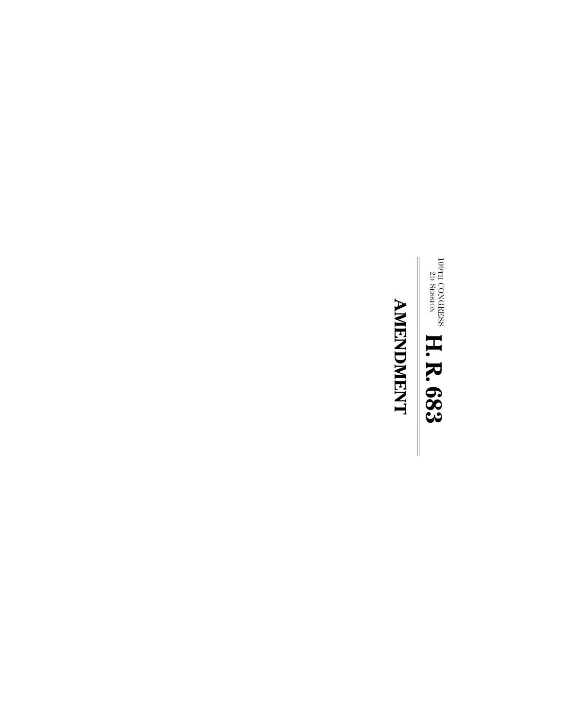109TH CONGRESS
2D SESSION

# H. R. 683

## AMENDMENT